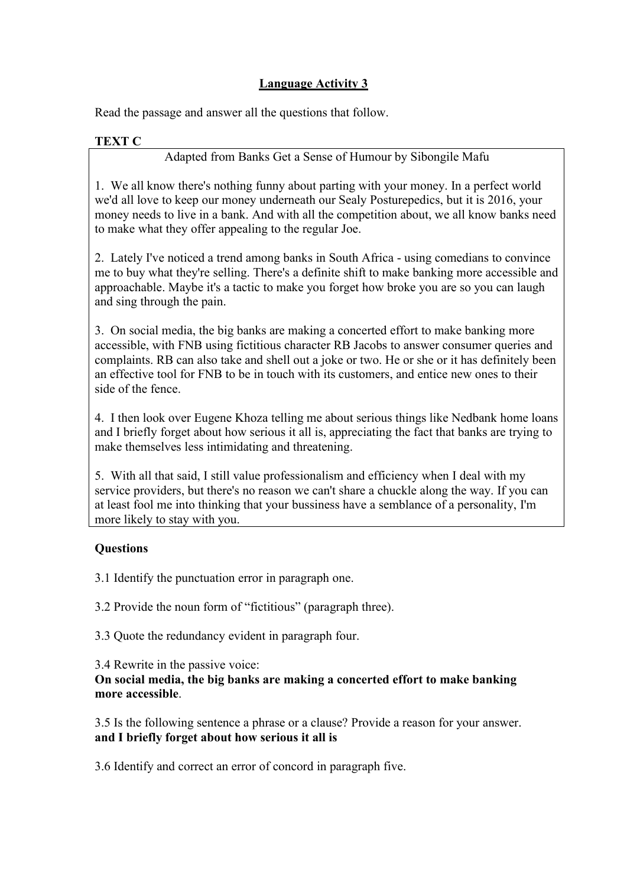# Language Activity 3

Read the passage and answer all the questions that follow.

**TEXT C**

Adapted from Banks Get a Sense of Humour by Sibongile Mafu

1. We all know there's nothing funny about parting with your money. In a perfect world we'd all love to keep our money underneath our Sealy Posturepedics, but it is 2016, your money needs to live in a bank. And with all the competition about, we all know banks need to make what they offer appealing to the regular Joe.

2. Lately I've noticed a trend among banks in South Africa - using comedians to convince me to buy what they're selling. There's a definite shift to make banking more accessible and approachable. Maybe it's a tactic to make you forget how broke you are so you can laugh and sing through the pain.

3. On social media, the big banks are making a concerted effort to make banking more accessible, with FNB using fictitious character RB Jacobs to answer consumer queries and complaints. RB can also take and shell out a joke or two. He or she or it has definitely been an effective tool for FNB to be in touch with its customers, and entice new ones to their side of the fence.

4. I then look over Eugene Khoza telling me about serious things like Nedbank home loans and I briefly forget about how serious it all is, appreciating the fact that banks are trying to make themselves less intimidating and threatening.

5. With all that said, I still value professionalism and efficiency when I deal with my service providers, but there's no reason we can't share a chuckle along the way. If you can at least fool me into thinking that your bussiness have a semblance of a personality, I'm more likely to stay with you.

**Questions**

3.1 Identify the punctuation error in paragraph one.

3.2 Provide the noun form of "fictitious" (paragraph three).

3.3 Quote the redundancy evident in paragraph four.

3.4 Rewrite in the passive voice:
**On social media, the big banks are making a concerted effort to make banking more accessible**.

3.5 Is the following sentence a phrase or a clause? Provide a reason for your answer.
**and I briefly forget about how serious it all is**

3.6 Identify and correct an error of concord in paragraph five.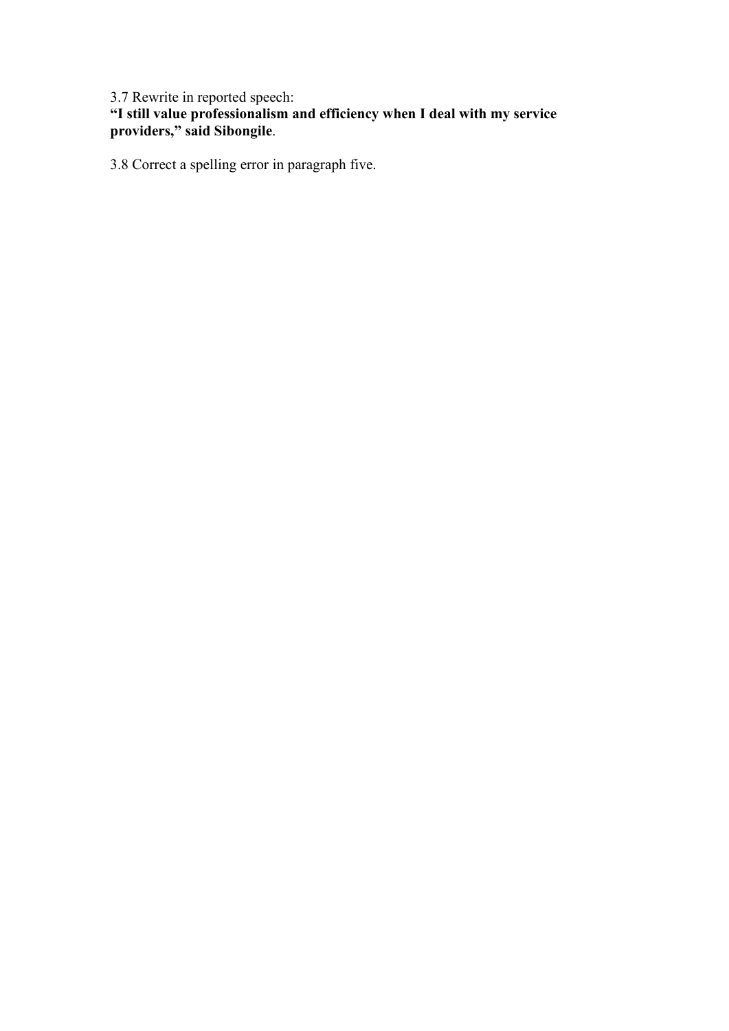3.7 Rewrite in reported speech:
**"I still value professionalism and efficiency when I deal with my service providers," said Sibongile**.

3.8 Correct a spelling error in paragraph five.